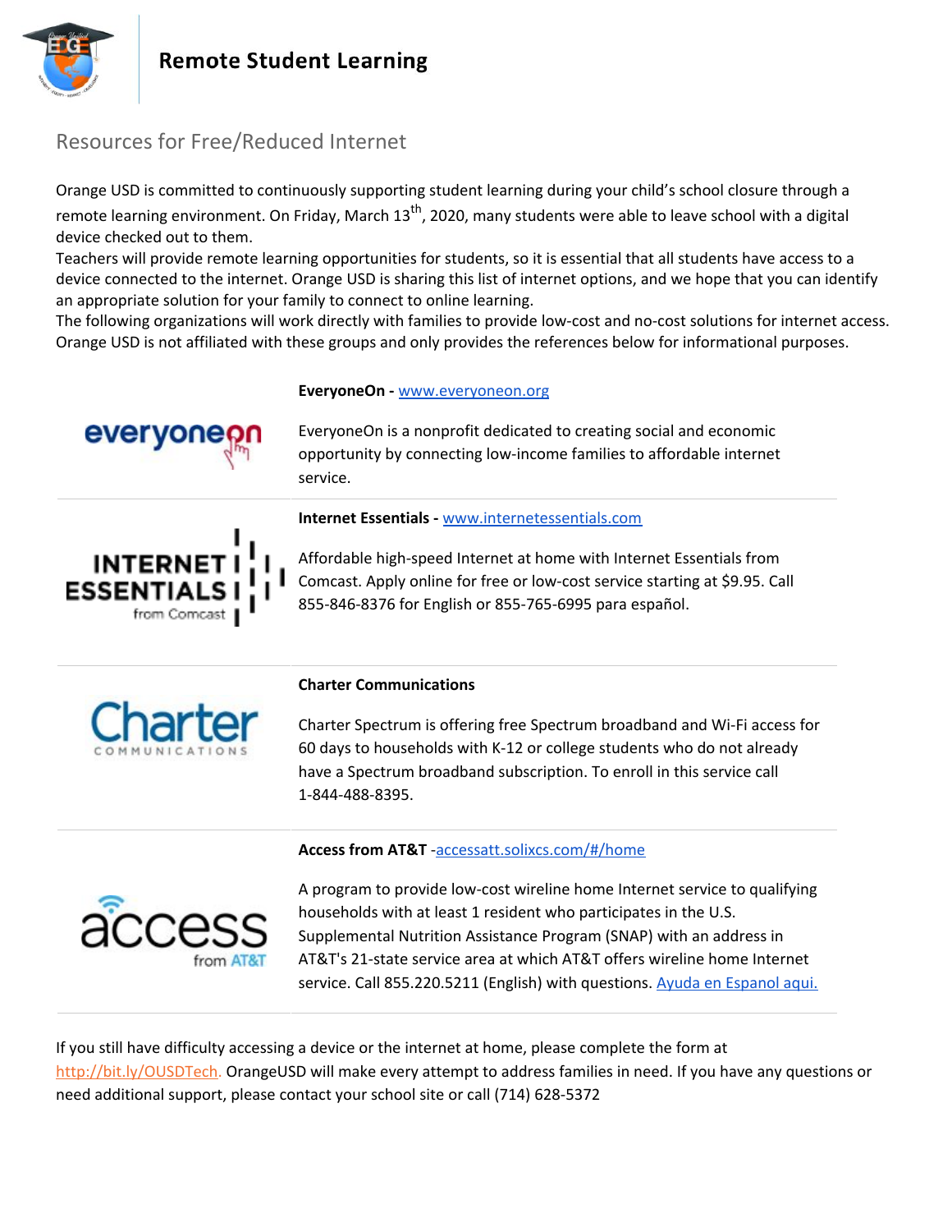# Remote Student Learning

## Resources for Free/Reduced Internet

Orange USD is committed to continuously supporting student learning during your child's school closure through a remote learning environment. On Friday, March 13th, 2020, many students were able to leave school with a digital device checked out to them.

Teachers will provide remote learning opportunities for students, so it is essential that all students have access to a device connected to the internet. Orange USD is sharing this list of internet options, and we hope that you can identify an appropriate solution for your family to connect to online learning.

The following organizations will work directly with families to provide low-cost and no-cost solutions for internet access. Orange USD is not affiliated with these groups and only provides the references below for informational purposes.

**EveryoneOn -** www.everyoneon.org

EveryoneOn is a nonprofit dedicated to creating social and economic opportunity by connecting low-income families to affordable internet service.

**Internet Essentials -** www.internetessentials.com

Affordable high-speed Internet at home with Internet Essentials from Comcast. Apply online for free or low-cost service starting at $9.95. Call 855-846-8376 for English or 855-765-6995 para español.

**Charter Communications**

Charter Spectrum is offering free Spectrum broadband and Wi-Fi access for 60 days to households with K-12 or college students who do not already have a Spectrum broadband subscription. To enroll in this service call 1-844-488-8395.

**Access from AT&T** -accessatt.solixcs.com/#/home

A program to provide low-cost wireline home Internet service to qualifying households with at least 1 resident who participates in the U.S. Supplemental Nutrition Assistance Program (SNAP) with an address in AT&T's 21-state service area at which AT&T offers wireline home Internet service. Call 855.220.5211 (English) with questions. Ayuda en Espanol aqui.

If you still have difficulty accessing a device or the internet at home, please complete the form at http://bit.ly/OUSDTech. OrangeUSD will make every attempt to address families in need. If you have any questions or need additional support, please contact your school site or call (714) 628-5372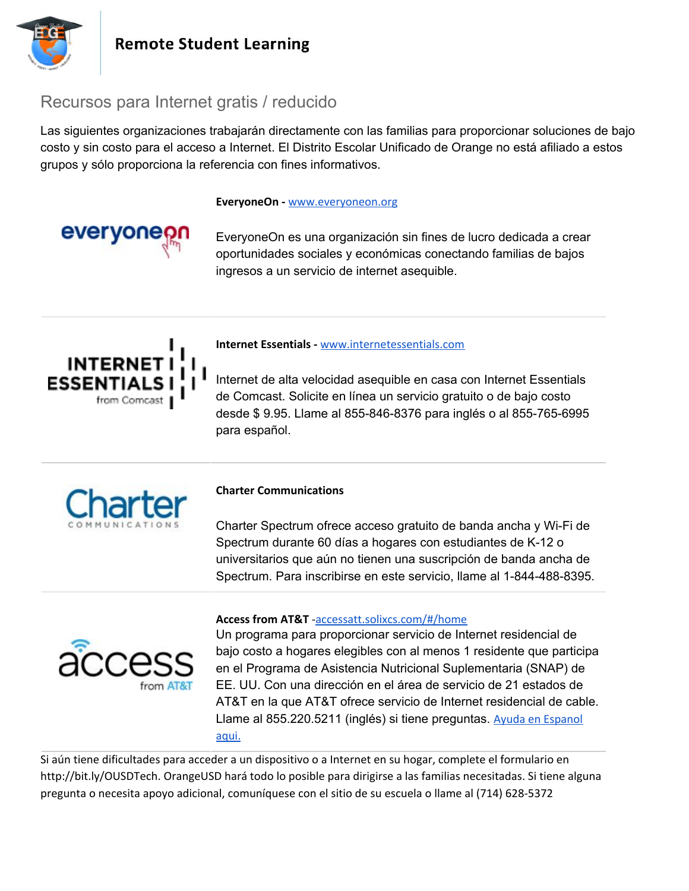# Remote Student Learning

## Recursos para Internet gratis / reducido

Las siguientes organizaciones trabajarán directamente con las familias para proporcionar soluciones de bajo costo y sin costo para el acceso a Internet. El Distrito Escolar Unificado de Orange no está afiliado a estos grupos y sólo proporciona la referencia con fines informativos.

**EveryoneOn -** [www.everyoneon.org](http://www.everyoneon.org)

EveryoneOn es una organización sin fines de lucro dedicada a crear oportunidades sociales y económicas conectando familias de bajos ingresos a un servicio de internet asequible.

---

**Internet Essentials -** [www.internetessentials.com](http://www.internetessentials.com)

Internet de alta velocidad asequible en casa con Internet Essentials de Comcast. Solicite en línea un servicio gratuito o de bajo costo desde $ 9.95. Llame al 855-846-8376 para inglés o al 855-765-6995 para español.

---

**Charter Communications**

Charter Spectrum ofrece acceso gratuito de banda ancha y Wi-Fi de Spectrum durante 60 días a hogares con estudiantes de K-12 o universitarios que aún no tienen una suscripción de banda ancha de Spectrum. Para inscribirse en este servicio, llame al 1-844-488-8395.

---

**Access from AT&T** -[accessatt.solixcs.com/#/home](http://accessatt.solixcs.com/#/home)

Un programa para proporcionar servicio de Internet residencial de bajo costo a hogares elegibles con al menos 1 residente que participa en el Programa de Asistencia Nutricional Suplementaria (SNAP) de EE. UU. Con una dirección en el área de servicio de 21 estados de AT&T en la que AT&T ofrece servicio de Internet residencial de cable. Llame al 855.220.5211 (inglés) si tiene preguntas. Ayuda en Espanol aqui.

---

Si aún tiene dificultades para acceder a un dispositivo o a Internet en su hogar, complete el formulario en http://bit.ly/OUSDTech. OrangeUSD hará todo lo posible para dirigirse a las familias necesitadas. Si tiene alguna pregunta o necesita apoyo adicional, comuníquese con el sitio de su escuela o llame al (714) 628-5372